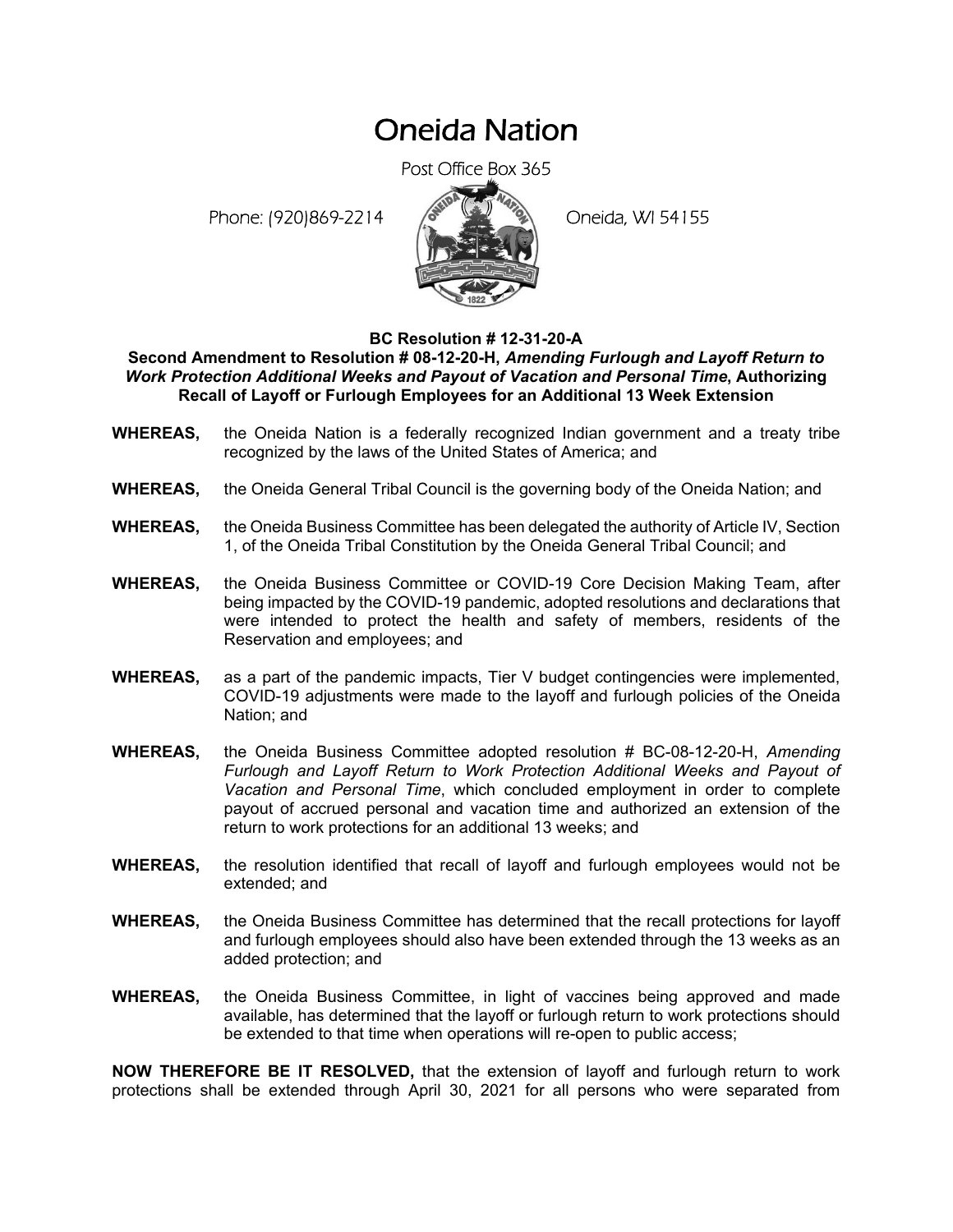# Oneida Nation

Post Office Box 365

Phone: (920)869-2214 Oneida, WI 54155

**BC Resolution # 12-31-20-A**

**Second Amendment to Resolution # 08-12-20-H, *Amending Furlough and Layoff Return to Work Protection Additional Weeks and Payout of Vacation and Personal Time*, Authorizing Recall of Layoff or Furlough Employees for an Additional 13 Week Extension**

**WHEREAS,** the Oneida Nation is a federally recognized Indian government and a treaty tribe recognized by the laws of the United States of America; and

**WHEREAS,** the Oneida General Tribal Council is the governing body of the Oneida Nation; and

**WHEREAS,** the Oneida Business Committee has been delegated the authority of Article IV, Section 1, of the Oneida Tribal Constitution by the Oneida General Tribal Council; and

**WHEREAS,** the Oneida Business Committee or COVID-19 Core Decision Making Team, after being impacted by the COVID-19 pandemic, adopted resolutions and declarations that were intended to protect the health and safety of members, residents of the Reservation and employees; and

**WHEREAS,** as a part of the pandemic impacts, Tier V budget contingencies were implemented, COVID-19 adjustments were made to the layoff and furlough policies of the Oneida Nation; and

**WHEREAS,** the Oneida Business Committee adopted resolution # BC-08-12-20-H, *Amending Furlough and Layoff Return to Work Protection Additional Weeks and Payout of Vacation and Personal Time*, which concluded employment in order to complete payout of accrued personal and vacation time and authorized an extension of the return to work protections for an additional 13 weeks; and

**WHEREAS,** the resolution identified that recall of layoff and furlough employees would not be extended; and

**WHEREAS,** the Oneida Business Committee has determined that the recall protections for layoff and furlough employees should also have been extended through the 13 weeks as an added protection; and

**WHEREAS,** the Oneida Business Committee, in light of vaccines being approved and made available, has determined that the layoff or furlough return to work protections should be extended to that time when operations will re-open to public access;

**NOW THEREFORE BE IT RESOLVED,** that the extension of layoff and furlough return to work protections shall be extended through April 30, 2021 for all persons who were separated from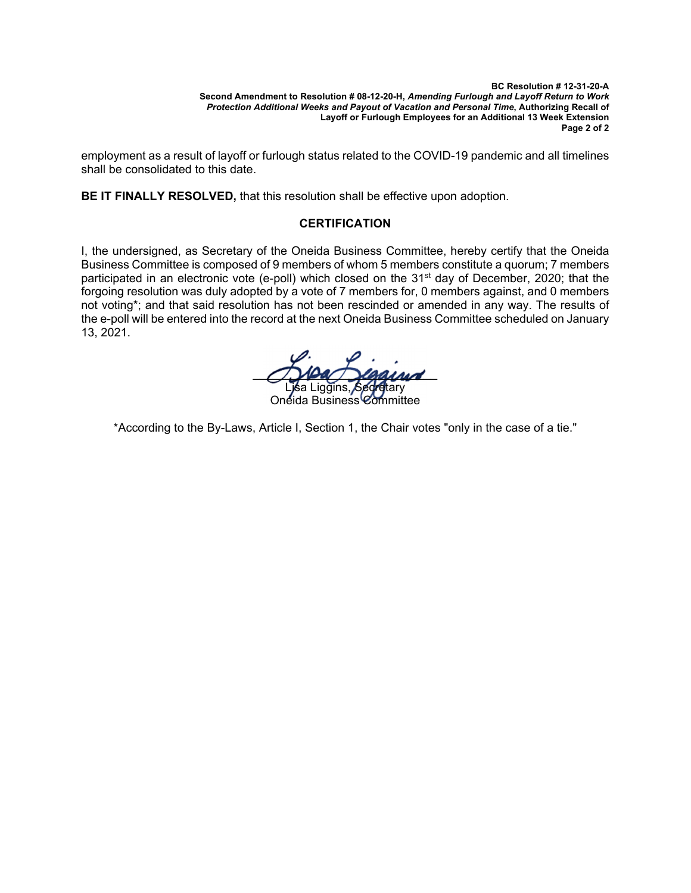employment as a result of layoff or furlough status related to the COVID-19 pandemic and all timelines shall be consolidated to this date.

**BE IT FINALLY RESOLVED,** that this resolution shall be effective upon adoption.

## CERTIFICATION

I, the undersigned, as Secretary of the Oneida Business Committee, hereby certify that the Oneida Business Committee is composed of 9 members of whom 5 members constitute a quorum; 7 members participated in an electronic vote (e-poll) which closed on the 31st day of December, 2020; that the forgoing resolution was duly adopted by a vote of 7 members for, 0 members against, and 0 members not voting*; and that said resolution has not been rescinded or amended in any way. The results of the e-poll will be entered into the record at the next Oneida Business Committee scheduled on January 13, 2021.

Lisa Liggins, Secretary
Oneida Business Committee

*According to the By-Laws, Article I, Section 1, the Chair votes "only in the case of a tie."